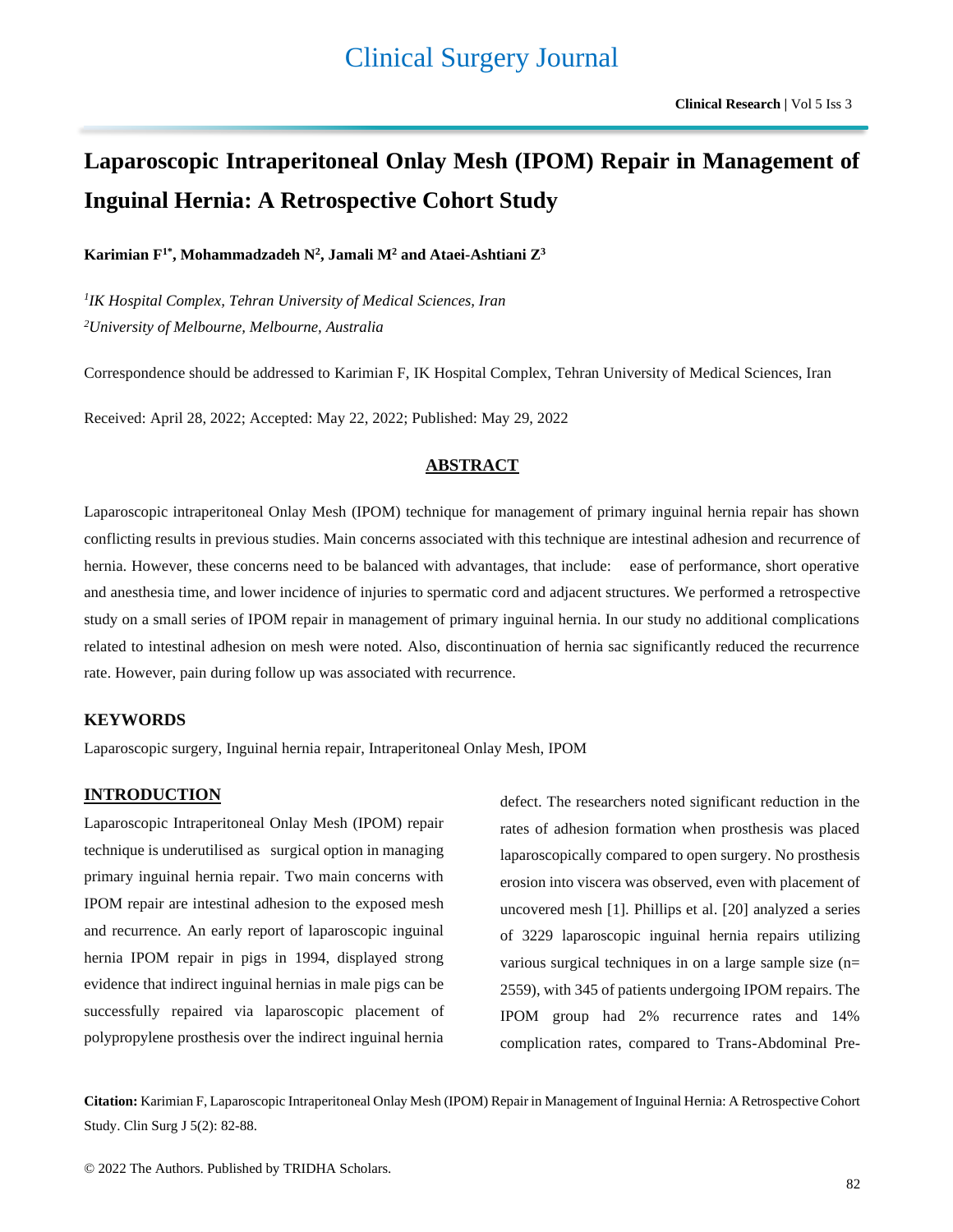# Laparoscopic Intraperitoneal Onlay Mesh (IPOM) Repair in Management of Inguinal Hernia: A Retrospective Cohort Study

**Karimian F[1*], Mohammadzadeh N[2], Jamali M[2] and Ataei-Ashtiani Z[3]**

*[1]IK Hospital Complex, Tehran University of Medical Sciences, Iran*
*[2]University of Melbourne, Melbourne, Australia*

Correspondence should be addressed to Karimian F, IK Hospital Complex, Tehran University of Medical Sciences, Iran

Received: April 28, 2022; Accepted: May 22, 2022; Published: May 29, 2022

## ABSTRACT

Laparoscopic intraperitoneal Onlay Mesh (IPOM) technique for management of primary inguinal hernia repair has shown conflicting results in previous studies. Main concerns associated with this technique are intestinal adhesion and recurrence of hernia. However, these concerns need to be balanced with advantages, that include: ease of performance, short operative and anesthesia time, and lower incidence of injuries to spermatic cord and adjacent structures. We performed a retrospective study on a small series of IPOM repair in management of primary inguinal hernia. In our study no additional complications related to intestinal adhesion on mesh were noted. Also, discontinuation of hernia sac significantly reduced the recurrence rate. However, pain during follow up was associated with recurrence.

### KEYWORDS

Laparoscopic surgery, Inguinal hernia repair, Intraperitoneal Onlay Mesh, IPOM

## INTRODUCTION

Laparoscopic Intraperitoneal Onlay Mesh (IPOM) repair technique is underutilised as surgical option in managing primary inguinal hernia repair. Two main concerns with IPOM repair are intestinal adhesion to the exposed mesh and recurrence. An early report of laparoscopic inguinal hernia IPOM repair in pigs in 1994, displayed strong evidence that indirect inguinal hernias in male pigs can be successfully repaired via laparoscopic placement of polypropylene prosthesis over the indirect inguinal hernia defect. The researchers noted significant reduction in the rates of adhesion formation when prosthesis was placed laparoscopically compared to open surgery. No prosthesis erosion into viscera was observed, even with placement of uncovered mesh [1]. Phillips et al. [20] analyzed a series of 3229 laparoscopic inguinal hernia repairs utilizing various surgical techniques in on a large sample size (n= 2559), with 345 of patients undergoing IPOM repairs. The IPOM group had 2% recurrence rates and 14% complication rates, compared to Trans-Abdominal Pre-

**Citation:** Karimian F, Laparoscopic Intraperitoneal Onlay Mesh (IPOM) Repair in Management of Inguinal Hernia: A Retrospective Cohort Study. Clin Surg J 5(2): 82-88.

© 2022 The Authors. Published by TRIDHA Scholars.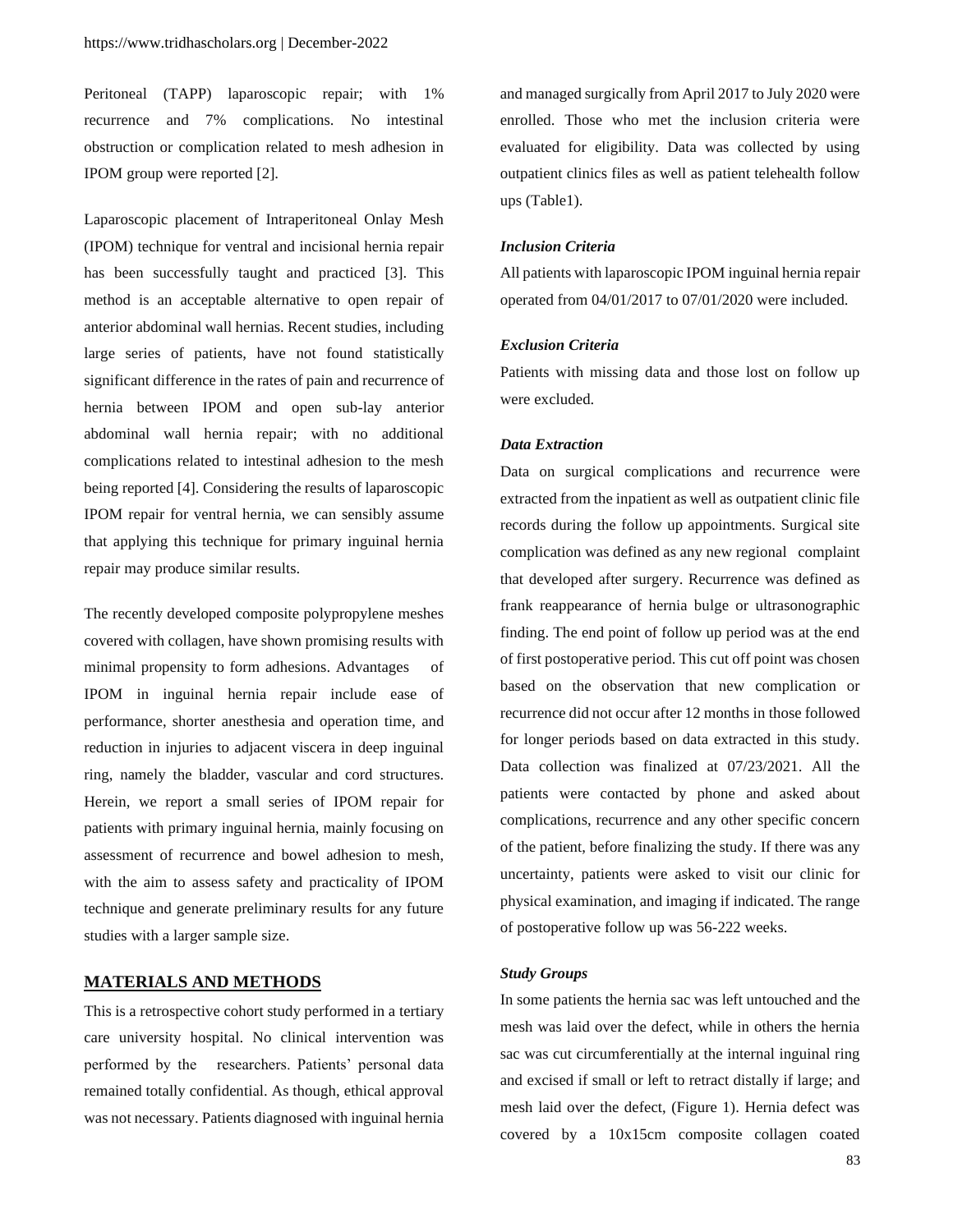Peritoneal (TAPP) laparoscopic repair; with 1% recurrence and 7% complications. No intestinal obstruction or complication related to mesh adhesion in IPOM group were reported [2].

Laparoscopic placement of Intraperitoneal Onlay Mesh (IPOM) technique for ventral and incisional hernia repair has been successfully taught and practiced [3]. This method is an acceptable alternative to open repair of anterior abdominal wall hernias. Recent studies, including large series of patients, have not found statistically significant difference in the rates of pain and recurrence of hernia between IPOM and open sub-lay anterior abdominal wall hernia repair; with no additional complications related to intestinal adhesion to the mesh being reported [4]. Considering the results of laparoscopic IPOM repair for ventral hernia, we can sensibly assume that applying this technique for primary inguinal hernia repair may produce similar results.

The recently developed composite polypropylene meshes covered with collagen, have shown promising results with minimal propensity to form adhesions. Advantages of IPOM in inguinal hernia repair include ease of performance, shorter anesthesia and operation time, and reduction in injuries to adjacent viscera in deep inguinal ring, namely the bladder, vascular and cord structures. Herein, we report a small series of IPOM repair for patients with primary inguinal hernia, mainly focusing on assessment of recurrence and bowel adhesion to mesh, with the aim to assess safety and practicality of IPOM technique and generate preliminary results for any future studies with a larger sample size.

## MATERIALS AND METHODS

This is a retrospective cohort study performed in a tertiary care university hospital. No clinical intervention was performed by the researchers. Patients' personal data remained totally confidential. As though, ethical approval was not necessary. Patients diagnosed with inguinal hernia and managed surgically from April 2017 to July 2020 were enrolled. Those who met the inclusion criteria were evaluated for eligibility. Data was collected by using outpatient clinics files as well as patient telehealth follow ups (Table1).

### *Inclusion Criteria*

All patients with laparoscopic IPOM inguinal hernia repair operated from 04/01/2017 to 07/01/2020 were included.

### *Exclusion Criteria*

Patients with missing data and those lost on follow up were excluded.

### *Data Extraction*

Data on surgical complications and recurrence were extracted from the inpatient as well as outpatient clinic file records during the follow up appointments. Surgical site complication was defined as any new regional complaint that developed after surgery. Recurrence was defined as frank reappearance of hernia bulge or ultrasonographic finding. The end point of follow up period was at the end of first postoperative period. This cut off point was chosen based on the observation that new complication or recurrence did not occur after 12 months in those followed for longer periods based on data extracted in this study. Data collection was finalized at 07/23/2021. All the patients were contacted by phone and asked about complications, recurrence and any other specific concern of the patient, before finalizing the study. If there was any uncertainty, patients were asked to visit our clinic for physical examination, and imaging if indicated. The range of postoperative follow up was 56-222 weeks.

### *Study Groups*

In some patients the hernia sac was left untouched and the mesh was laid over the defect, while in others the hernia sac was cut circumferentially at the internal inguinal ring and excised if small or left to retract distally if large; and mesh laid over the defect, (Figure 1). Hernia defect was covered by a 10x15cm composite collagen coated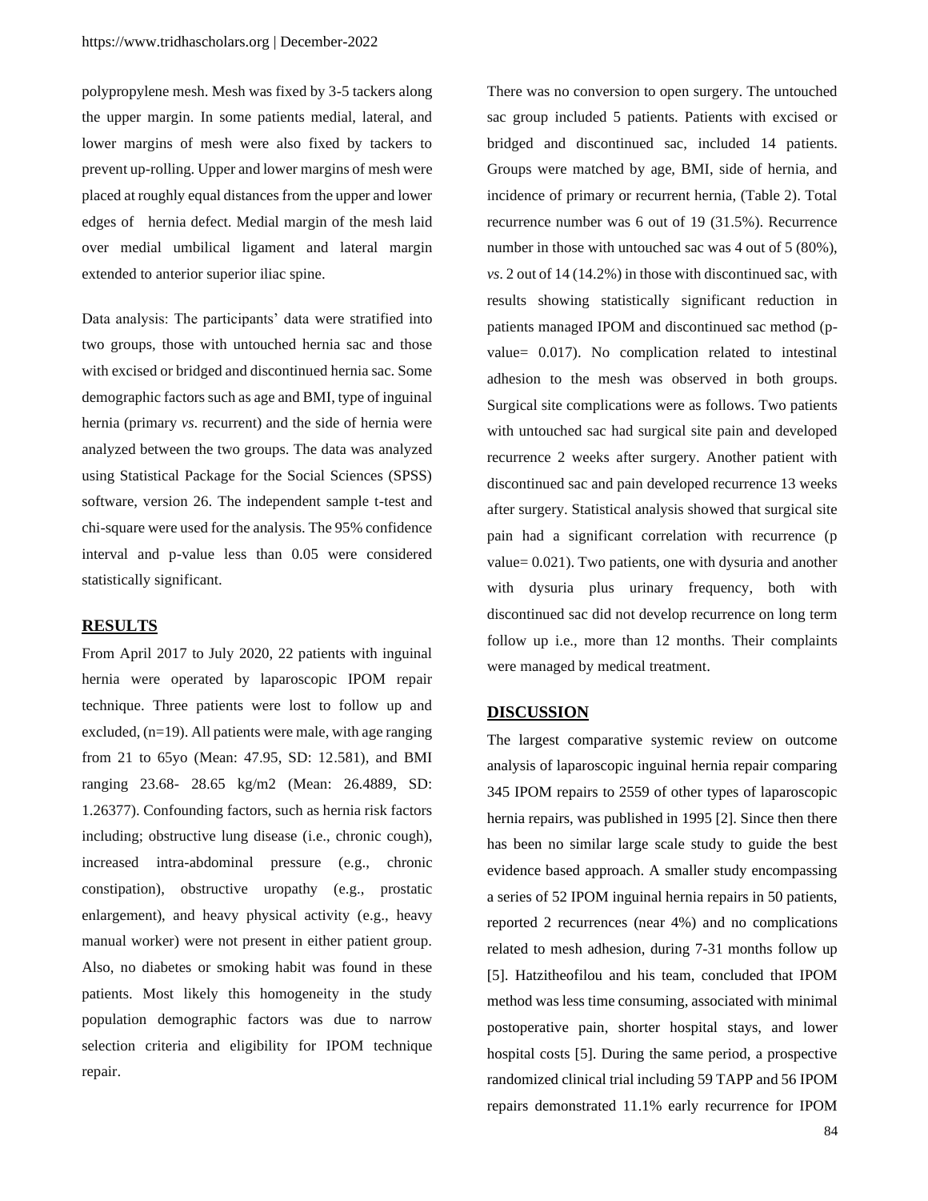polypropylene mesh. Mesh was fixed by 3-5 tackers along the upper margin. In some patients medial, lateral, and lower margins of mesh were also fixed by tackers to prevent up-rolling. Upper and lower margins of mesh were placed at roughly equal distances from the upper and lower edges of hernia defect. Medial margin of the mesh laid over medial umbilical ligament and lateral margin extended to anterior superior iliac spine.

Data analysis: The participants' data were stratified into two groups, those with untouched hernia sac and those with excised or bridged and discontinued hernia sac. Some demographic factors such as age and BMI, type of inguinal hernia (primary *vs*. recurrent) and the side of hernia were analyzed between the two groups. The data was analyzed using Statistical Package for the Social Sciences (SPSS) software, version 26. The independent sample t-test and chi-square were used for the analysis. The 95% confidence interval and p-value less than 0.05 were considered statistically significant.

## RESULTS

From April 2017 to July 2020, 22 patients with inguinal hernia were operated by laparoscopic IPOM repair technique. Three patients were lost to follow up and excluded, (n=19). All patients were male, with age ranging from 21 to 65yo (Mean: 47.95, SD: 12.581), and BMI ranging 23.68- 28.65 kg/m2 (Mean: 26.4889, SD: 1.26377). Confounding factors, such as hernia risk factors including; obstructive lung disease (i.e., chronic cough), increased intra-abdominal pressure (e.g., chronic constipation), obstructive uropathy (e.g., prostatic enlargement), and heavy physical activity (e.g., heavy manual worker) were not present in either patient group. Also, no diabetes or smoking habit was found in these patients. Most likely this homogeneity in the study population demographic factors was due to narrow selection criteria and eligibility for IPOM technique repair.

There was no conversion to open surgery. The untouched sac group included 5 patients. Patients with excised or bridged and discontinued sac, included 14 patients. Groups were matched by age, BMI, side of hernia, and incidence of primary or recurrent hernia, (Table 2). Total recurrence number was 6 out of 19 (31.5%). Recurrence number in those with untouched sac was 4 out of 5 (80%), *vs*. 2 out of 14 (14.2%) in those with discontinued sac, with results showing statistically significant reduction in patients managed IPOM and discontinued sac method (p-value= 0.017). No complication related to intestinal adhesion to the mesh was observed in both groups. Surgical site complications were as follows. Two patients with untouched sac had surgical site pain and developed recurrence 2 weeks after surgery. Another patient with discontinued sac and pain developed recurrence 13 weeks after surgery. Statistical analysis showed that surgical site pain had a significant correlation with recurrence (p value= 0.021). Two patients, one with dysuria and another with dysuria plus urinary frequency, both with discontinued sac did not develop recurrence on long term follow up i.e., more than 12 months. Their complaints were managed by medical treatment.

## DISCUSSION

The largest comparative systemic review on outcome analysis of laparoscopic inguinal hernia repair comparing 345 IPOM repairs to 2559 of other types of laparoscopic hernia repairs, was published in 1995 [2]. Since then there has been no similar large scale study to guide the best evidence based approach. A smaller study encompassing a series of 52 IPOM inguinal hernia repairs in 50 patients, reported 2 recurrences (near 4%) and no complications related to mesh adhesion, during 7-31 months follow up [5]. Hatzitheofilou and his team, concluded that IPOM method was less time consuming, associated with minimal postoperative pain, shorter hospital stays, and lower hospital costs [5]. During the same period, a prospective randomized clinical trial including 59 TAPP and 56 IPOM repairs demonstrated 11.1% early recurrence for IPOM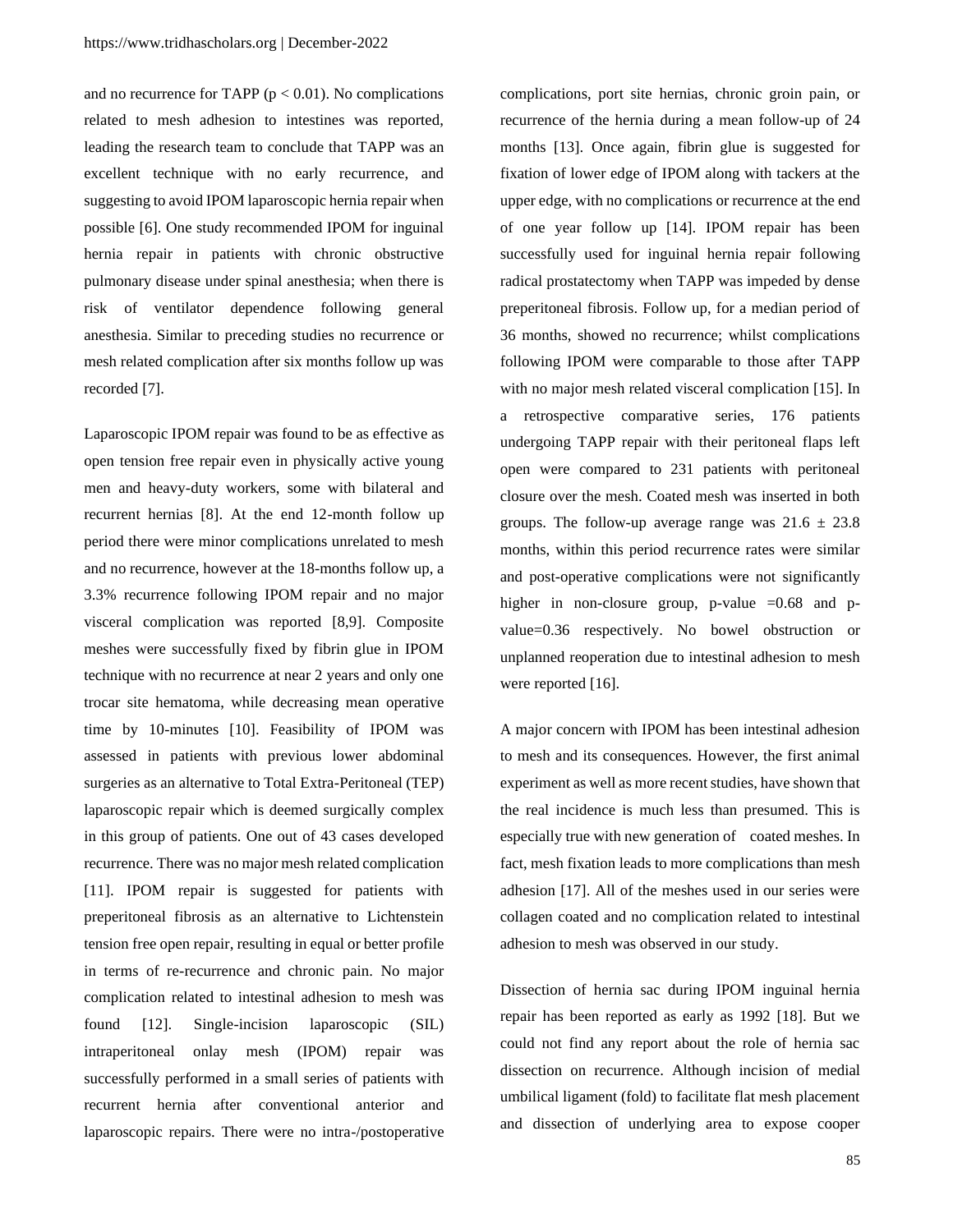and no recurrence for TAPP ($p < 0.01$). No complications related to mesh adhesion to intestines was reported, leading the research team to conclude that TAPP was an excellent technique with no early recurrence, and suggesting to avoid IPOM laparoscopic hernia repair when possible [6]. One study recommended IPOM for inguinal hernia repair in patients with chronic obstructive pulmonary disease under spinal anesthesia; when there is risk of ventilator dependence following general anesthesia. Similar to preceding studies no recurrence or mesh related complication after six months follow up was recorded [7].

Laparoscopic IPOM repair was found to be as effective as open tension free repair even in physically active young men and heavy-duty workers, some with bilateral and recurrent hernias [8]. At the end 12-month follow up period there were minor complications unrelated to mesh and no recurrence, however at the 18-months follow up, a 3.3% recurrence following IPOM repair and no major visceral complication was reported [8,9]. Composite meshes were successfully fixed by fibrin glue in IPOM technique with no recurrence at near 2 years and only one trocar site hematoma, while decreasing mean operative time by 10-minutes [10]. Feasibility of IPOM was assessed in patients with previous lower abdominal surgeries as an alternative to Total Extra-Peritoneal (TEP) laparoscopic repair which is deemed surgically complex in this group of patients. One out of 43 cases developed recurrence. There was no major mesh related complication [11]. IPOM repair is suggested for patients with preperitoneal fibrosis as an alternative to Lichtenstein tension free open repair, resulting in equal or better profile in terms of re-recurrence and chronic pain. No major complication related to intestinal adhesion to mesh was found [12]. Single-incision laparoscopic (SIL) intraperitoneal onlay mesh (IPOM) repair was successfully performed in a small series of patients with recurrent hernia after conventional anterior and laparoscopic repairs. There were no intra-/postoperative complications, port site hernias, chronic groin pain, or recurrence of the hernia during a mean follow-up of 24 months [13]. Once again, fibrin glue is suggested for fixation of lower edge of IPOM along with tackers at the upper edge, with no complications or recurrence at the end of one year follow up [14]. IPOM repair has been successfully used for inguinal hernia repair following radical prostatectomy when TAPP was impeded by dense preperitoneal fibrosis. Follow up, for a median period of 36 months, showed no recurrence; whilst complications following IPOM were comparable to those after TAPP with no major mesh related visceral complication [15]. In a retrospective comparative series, 176 patients undergoing TAPP repair with their peritoneal flaps left open were compared to 231 patients with peritoneal closure over the mesh. Coated mesh was inserted in both groups. The follow-up average range was $21.6 \pm 23.8$ months, within this period recurrence rates were similar and post-operative complications were not significantly higher in non-closure group, p-value $=0.68$ and p-value$=0.36$ respectively. No bowel obstruction or unplanned reoperation due to intestinal adhesion to mesh were reported [16].

A major concern with IPOM has been intestinal adhesion to mesh and its consequences. However, the first animal experiment as well as more recent studies, have shown that the real incidence is much less than presumed. This is especially true with new generation of coated meshes. In fact, mesh fixation leads to more complications than mesh adhesion [17]. All of the meshes used in our series were collagen coated and no complication related to intestinal adhesion to mesh was observed in our study.

Dissection of hernia sac during IPOM inguinal hernia repair has been reported as early as 1992 [18]. But we could not find any report about the role of hernia sac dissection on recurrence. Although incision of medial umbilical ligament (fold) to facilitate flat mesh placement and dissection of underlying area to expose cooper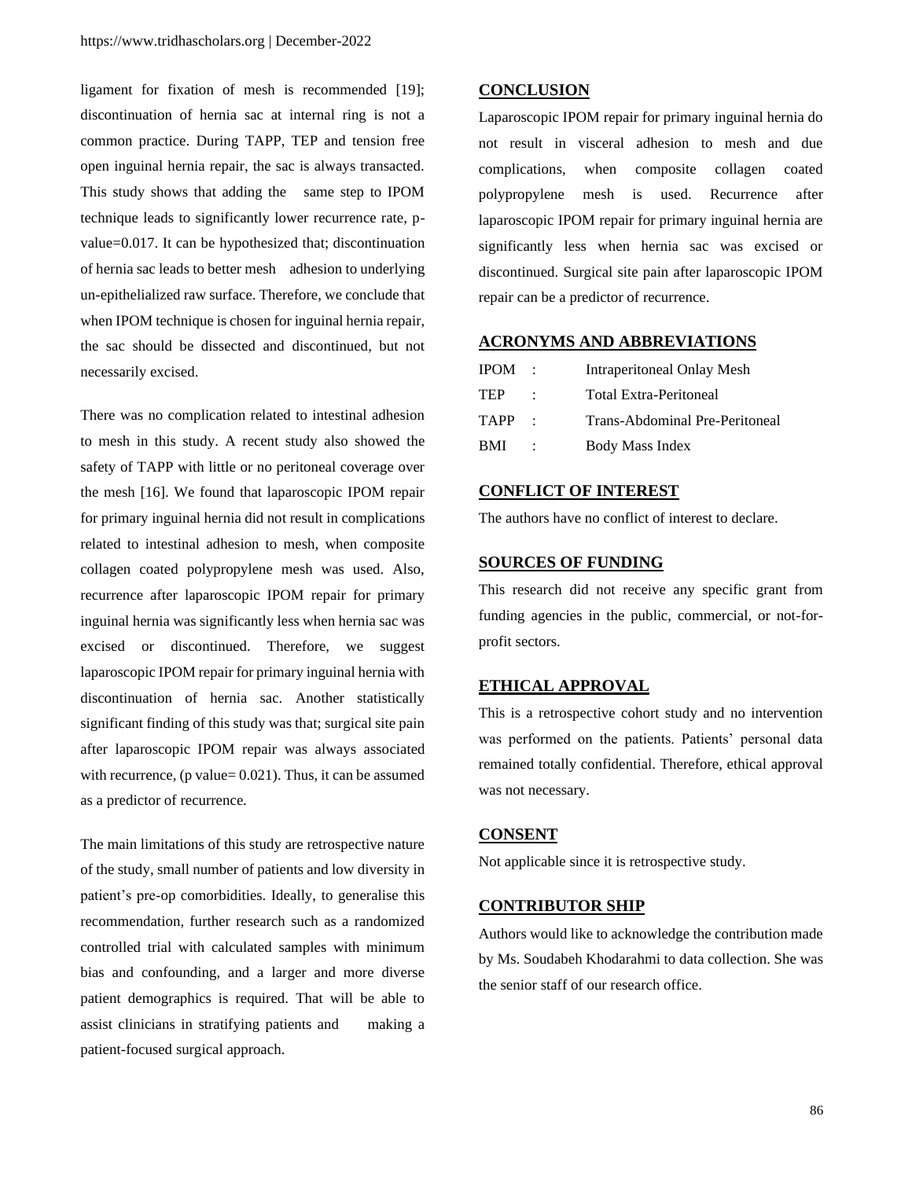ligament for fixation of mesh is recommended [19]; discontinuation of hernia sac at internal ring is not a common practice. During TAPP, TEP and tension free open inguinal hernia repair, the sac is always transacted. This study shows that adding the same step to IPOM technique leads to significantly lower recurrence rate, p-value=0.017. It can be hypothesized that; discontinuation of hernia sac leads to better mesh adhesion to underlying un-epithelialized raw surface. Therefore, we conclude that when IPOM technique is chosen for inguinal hernia repair, the sac should be dissected and discontinued, but not necessarily excised.

There was no complication related to intestinal adhesion to mesh in this study. A recent study also showed the safety of TAPP with little or no peritoneal coverage over the mesh [16]. We found that laparoscopic IPOM repair for primary inguinal hernia did not result in complications related to intestinal adhesion to mesh, when composite collagen coated polypropylene mesh was used. Also, recurrence after laparoscopic IPOM repair for primary inguinal hernia was significantly less when hernia sac was excised or discontinued. Therefore, we suggest laparoscopic IPOM repair for primary inguinal hernia with discontinuation of hernia sac. Another statistically significant finding of this study was that; surgical site pain after laparoscopic IPOM repair was always associated with recurrence, (p value= 0.021). Thus, it can be assumed as a predictor of recurrence.

The main limitations of this study are retrospective nature of the study, small number of patients and low diversity in patient's pre-op comorbidities. Ideally, to generalise this recommendation, further research such as a randomized controlled trial with calculated samples with minimum bias and confounding, and a larger and more diverse patient demographics is required. That will be able to assist clinicians in stratifying patients and making a patient-focused surgical approach.

## CONCLUSION

Laparoscopic IPOM repair for primary inguinal hernia do not result in visceral adhesion to mesh and due complications, when composite collagen coated polypropylene mesh is used. Recurrence after laparoscopic IPOM repair for primary inguinal hernia are significantly less when hernia sac was excised or discontinued. Surgical site pain after laparoscopic IPOM repair can be a predictor of recurrence.

## ACRONYMS AND ABBREVIATIONS

IPOM : Intraperitoneal Onlay Mesh

TEP : Total Extra-Peritoneal

TAPP : Trans-Abdominal Pre-Peritoneal

BMI : Body Mass Index

## CONFLICT OF INTEREST

The authors have no conflict of interest to declare.

## SOURCES OF FUNDING

This research did not receive any specific grant from funding agencies in the public, commercial, or not-for-profit sectors.

## ETHICAL APPROVAL

This is a retrospective cohort study and no intervention was performed on the patients. Patients' personal data remained totally confidential. Therefore, ethical approval was not necessary.

## CONSENT

Not applicable since it is retrospective study.

## CONTRIBUTOR SHIP

Authors would like to acknowledge the contribution made by Ms. Soudabeh Khodarahmi to data collection. She was the senior staff of our research office.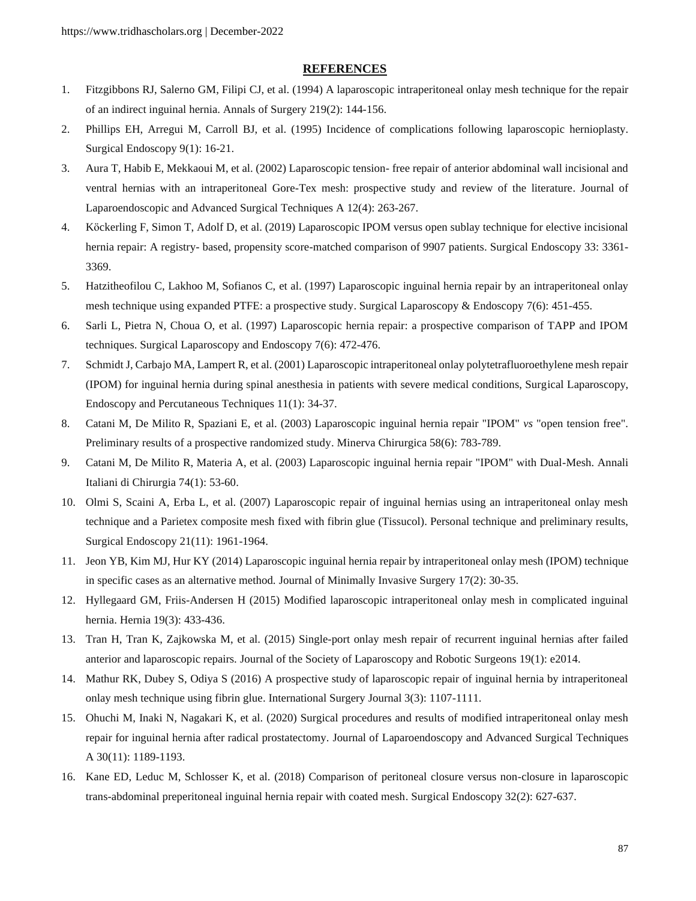## REFERENCES

1. Fitzgibbons RJ, Salerno GM, Filipi CJ, et al. (1994) A laparoscopic intraperitoneal onlay mesh technique for the repair of an indirect inguinal hernia. Annals of Surgery 219(2): 144-156.
2. Phillips EH, Arregui M, Carroll BJ, et al. (1995) Incidence of complications following laparoscopic hernioplasty. Surgical Endoscopy 9(1): 16-21.
3. Aura T, Habib E, Mekkaoui M, et al. (2002) Laparoscopic tension- free repair of anterior abdominal wall incisional and ventral hernias with an intraperitoneal Gore-Tex mesh: prospective study and review of the literature. Journal of Laparoendoscopic and Advanced Surgical Techniques A 12(4): 263-267.
4. Köckerling F, Simon T, Adolf D, et al. (2019) Laparoscopic IPOM versus open sublay technique for elective incisional hernia repair: A registry- based, propensity score-matched comparison of 9907 patients. Surgical Endoscopy 33: 3361-3369.
5. Hatzitheofilou C, Lakhoo M, Sofianos C, et al. (1997) Laparoscopic inguinal hernia repair by an intraperitoneal onlay mesh technique using expanded PTFE: a prospective study. Surgical Laparoscopy & Endoscopy 7(6): 451-455.
6. Sarli L, Pietra N, Choua O, et al. (1997) Laparoscopic hernia repair: a prospective comparison of TAPP and IPOM techniques. Surgical Laparoscopy and Endoscopy 7(6): 472-476.
7. Schmidt J, Carbajo MA, Lampert R, et al. (2001) Laparoscopic intraperitoneal onlay polytetrafluoroethylene mesh repair (IPOM) for inguinal hernia during spinal anesthesia in patients with severe medical conditions, Surgical Laparoscopy, Endoscopy and Percutaneous Techniques 11(1): 34-37.
8. Catani M, De Milito R, Spaziani E, et al. (2003) Laparoscopic inguinal hernia repair "IPOM" *vs* "open tension free". Preliminary results of a prospective randomized study. Minerva Chirurgica 58(6): 783-789.
9. Catani M, De Milito R, Materia A, et al. (2003) Laparoscopic inguinal hernia repair "IPOM" with Dual-Mesh. Annali Italiani di Chirurgia 74(1): 53-60.
10. Olmi S, Scaini A, Erba L, et al. (2007) Laparoscopic repair of inguinal hernias using an intraperitoneal onlay mesh technique and a Parietex composite mesh fixed with fibrin glue (Tissucol). Personal technique and preliminary results, Surgical Endoscopy 21(11): 1961-1964.
11. Jeon YB, Kim MJ, Hur KY (2014) Laparoscopic inguinal hernia repair by intraperitoneal onlay mesh (IPOM) technique in specific cases as an alternative method. Journal of Minimally Invasive Surgery 17(2): 30-35.
12. Hyllegaard GM, Friis-Andersen H (2015) Modified laparoscopic intraperitoneal onlay mesh in complicated inguinal hernia. Hernia 19(3): 433-436.
13. Tran H, Tran K, Zajkowska M, et al. (2015) Single-port onlay mesh repair of recurrent inguinal hernias after failed anterior and laparoscopic repairs. Journal of the Society of Laparoscopy and Robotic Surgeons 19(1): e2014.
14. Mathur RK, Dubey S, Odiya S (2016) A prospective study of laparoscopic repair of inguinal hernia by intraperitoneal onlay mesh technique using fibrin glue. International Surgery Journal 3(3): 1107-1111.
15. Ohuchi M, Inaki N, Nagakari K, et al. (2020) Surgical procedures and results of modified intraperitoneal onlay mesh repair for inguinal hernia after radical prostatectomy. Journal of Laparoendoscopy and Advanced Surgical Techniques A 30(11): 1189-1193.
16. Kane ED, Leduc M, Schlosser K, et al. (2018) Comparison of peritoneal closure versus non-closure in laparoscopic trans-abdominal preperitoneal inguinal hernia repair with coated mesh. Surgical Endoscopy 32(2): 627-637.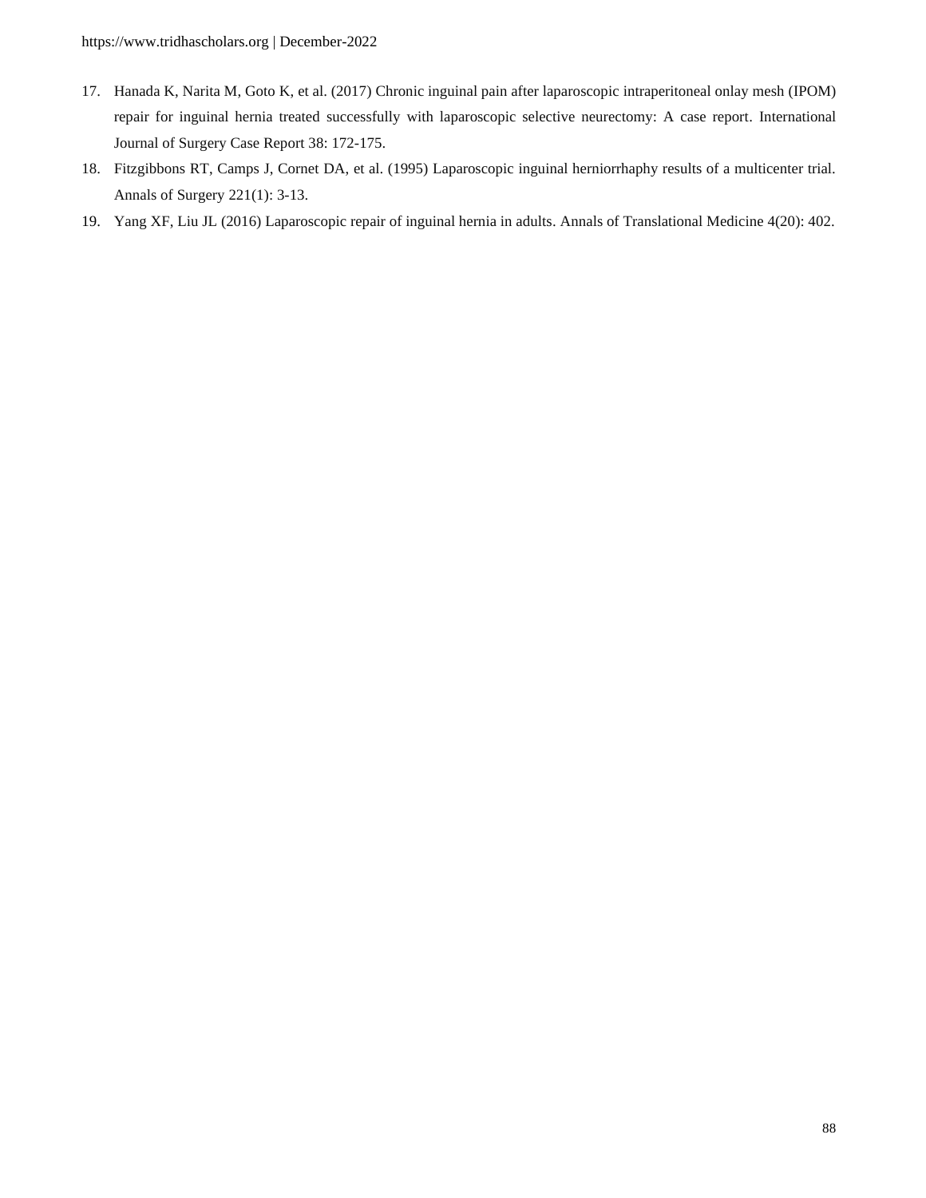17. Hanada K, Narita M, Goto K, et al. (2017) Chronic inguinal pain after laparoscopic intraperitoneal onlay mesh (IPOM) repair for inguinal hernia treated successfully with laparoscopic selective neurectomy: A case report. International Journal of Surgery Case Report 38: 172-175.
18. Fitzgibbons RT, Camps J, Cornet DA, et al. (1995) Laparoscopic inguinal herniorrhaphy results of a multicenter trial. Annals of Surgery 221(1): 3-13.
19. Yang XF, Liu JL (2016) Laparoscopic repair of inguinal hernia in adults. Annals of Translational Medicine 4(20): 402.